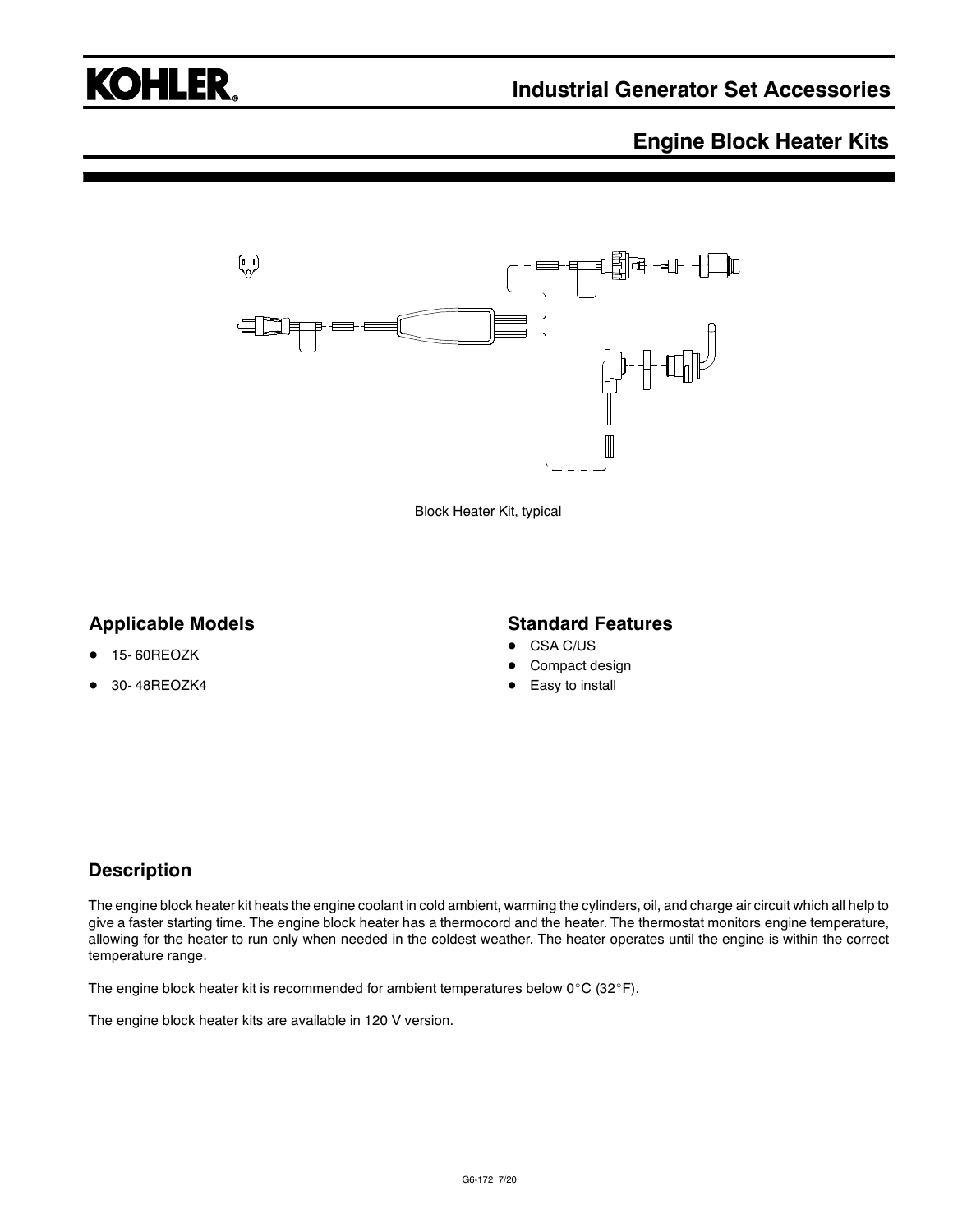# Industrial Generator Set Accessories

## Engine Block Heater Kits

Block Heater Kit, typical

## Applicable Models

- 15- 60REOZK
- 30- 48REOZK4

## Standard Features

- CSA C/US
- Compact design
- Easy to install

## Description

The engine block heater kit heats the engine coolant in cold ambient, warming the cylinders, oil, and charge air circuit which all help to give a faster starting time. The engine block heater has a thermocord and the heater. The thermostat monitors engine temperature, allowing for the heater to run only when needed in the coldest weather. The heater operates until the engine is within the correct temperature range.

The engine block heater kit is recommended for ambient temperatures below 0°C (32°F).

The engine block heater kits are available in 120 V version.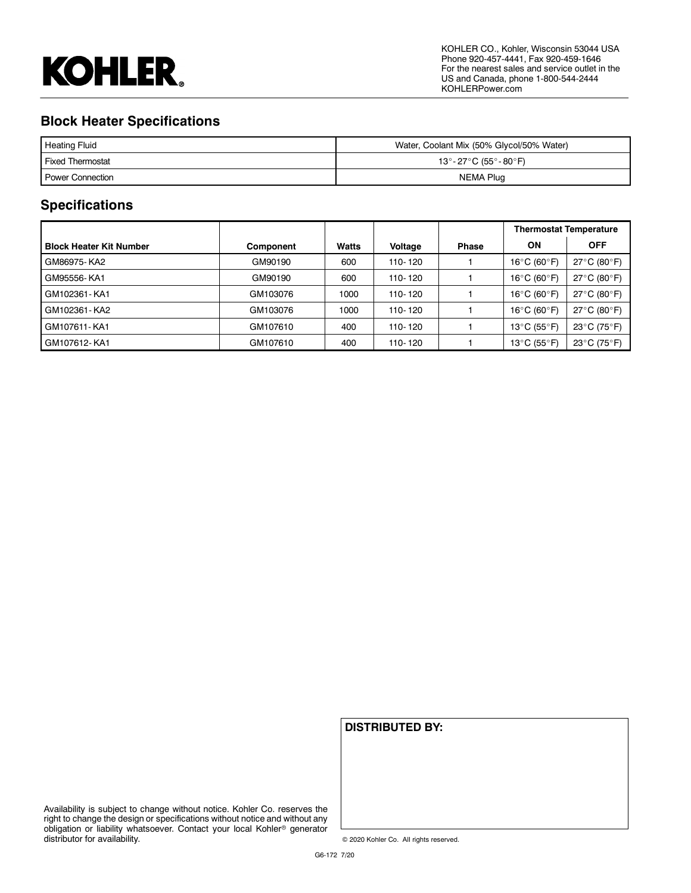KOHLER CO., Kohler, Wisconsin 53044 USA
Phone 920-457-4441, Fax 920-459-1646
For the nearest sales and service outlet in the US and Canada, phone 1-800-544-2444
KOHLERPower.com

## Block Heater Specifications

| | |
|---|---|
| Heating Fluid | Water, Coolant Mix (50% Glycol/50% Water) |
| Fixed Thermostat | 13°- 27°C (55°- 80°F) |
| Power Connection | NEMA Plug |

## Specifications

| | | | | | Thermostat Temperature | |
|---|---|---|---|---|---|---|
| **Block Heater Kit Number** | **Component** | **Watts** | **Voltage** | **Phase** | **ON** | **OFF** |
| GM86975- KA2 | GM90190 | 600 | 110- 120 | 1 | 16°C (60°F) | 27°C (80°F) |
| GM95556- KA1 | GM90190 | 600 | 110- 120 | 1 | 16°C (60°F) | 27°C (80°F) |
| GM102361- KA1 | GM103076 | 1000 | 110- 120 | 1 | 16°C (60°F) | 27°C (80°F) |
| GM102361- KA2 | GM103076 | 1000 | 110- 120 | 1 | 16°C (60°F) | 27°C (80°F) |
| GM107611- KA1 | GM107610 | 400 | 110- 120 | 1 | 13°C (55°F) | 23°C (75°F) |
| GM107612- KA1 | GM107610 | 400 | 110- 120 | 1 | 13°C (55°F) | 23°C (75°F) |

Availability is subject to change without notice. Kohler Co. reserves the right to change the design or specifications without notice and without any obligation or liability whatsoever. Contact your local Kohler® generator distributor for availability.

**DISTRIBUTED BY:**

© 2020 Kohler Co. All rights reserved.

G6-172 7/20